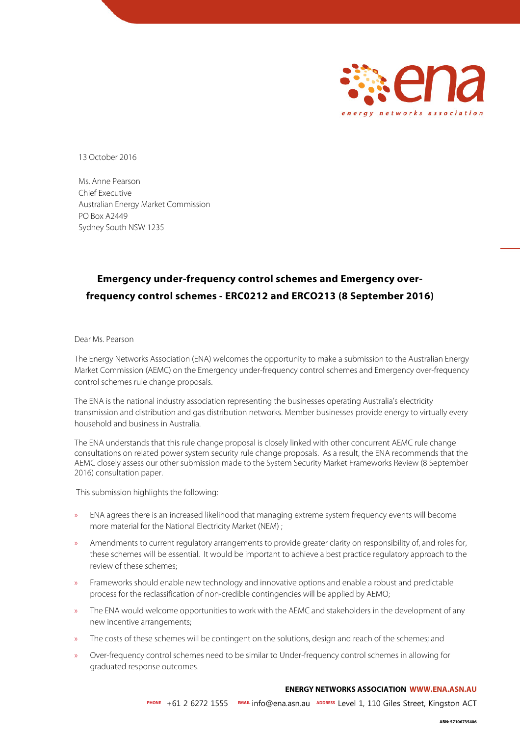13 October 2016

Ms. Anne Pearson
Chief Executive
Australian Energy Market Commission
PO Box A2449
Sydney South NSW 1235

**Emergency under-frequency control schemes and Emergency over-frequency control schemes - ERC0212 and ERCO213 (8 September 2016)**

Dear Ms. Pearson

The Energy Networks Association (ENA) welcomes the opportunity to make a submission to the Australian Energy Market Commission (AEMC) on the Emergency under-frequency control schemes and Emergency over-frequency control schemes rule change proposals.

The ENA is the national industry association representing the businesses operating Australia's electricity transmission and distribution and gas distribution networks. Member businesses provide energy to virtually every household and business in Australia.

The ENA understands that this rule change proposal is closely linked with other concurrent AEMC rule change consultations on related power system security rule change proposals. As a result, the ENA recommends that the AEMC closely assess our other submission made to the System Security Market Frameworks Review (8 September 2016) consultation paper.

This submission highlights the following:

- ENA agrees there is an increased likelihood that managing extreme system frequency events will become more material for the National Electricity Market (NEM) ;
- Amendments to current regulatory arrangements to provide greater clarity on responsibility of, and roles for, these schemes will be essential. It would be important to achieve a best practice regulatory approach to the review of these schemes;
- Frameworks should enable new technology and innovative options and enable a robust and predictable process for the reclassification of non-credible contingencies will be applied by AEMO;
- The ENA would welcome opportunities to work with the AEMC and stakeholders in the development of any new incentive arrangements;
- The costs of these schemes will be contingent on the solutions, design and reach of the schemes; and
- Over-frequency control schemes need to be similar to Under-frequency control schemes in allowing for graduated response outcomes.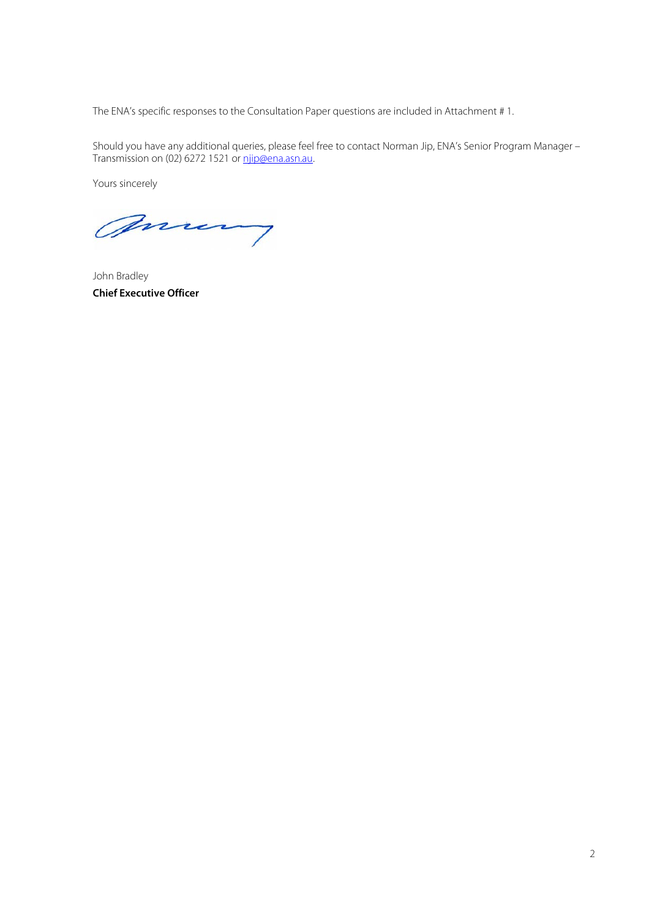The ENA's specific responses to the Consultation Paper questions are included in Attachment # 1.

Should you have any additional queries, please feel free to contact Norman Jip, ENA's Senior Program Manager – Transmission on (02) 6272 1521 or njip@ena.asn.au.

Yours sincerely

John Bradley
**Chief Executive Officer**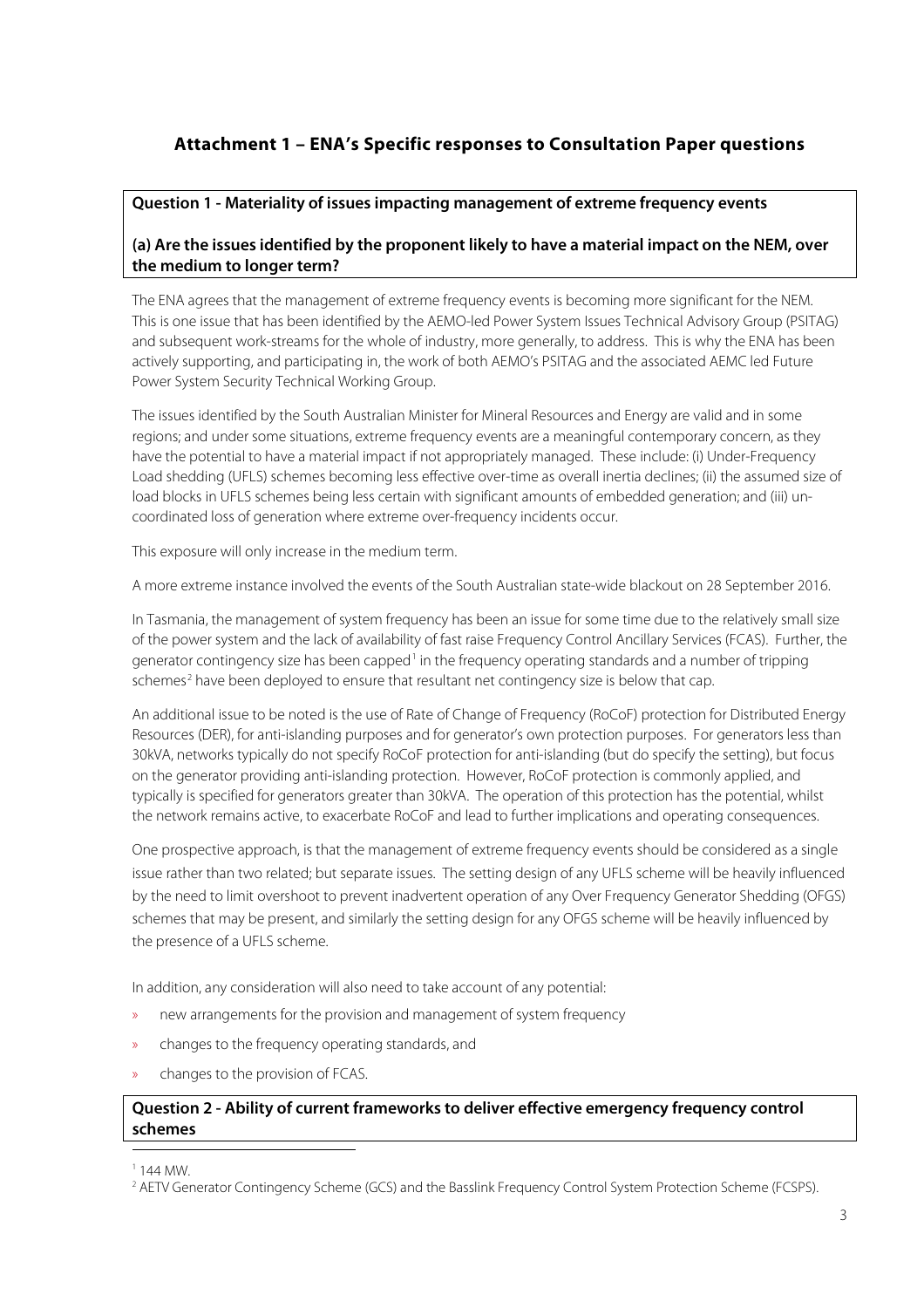## Attachment 1 – ENA's Specific responses to Consultation Paper questions

**Question 1 - Materiality of issues impacting management of extreme frequency events**

**(a) Are the issues identified by the proponent likely to have a material impact on the NEM, over the medium to longer term?**

The ENA agrees that the management of extreme frequency events is becoming more significant for the NEM. This is one issue that has been identified by the AEMO-led Power System Issues Technical Advisory Group (PSITAG) and subsequent work-streams for the whole of industry, more generally, to address. This is why the ENA has been actively supporting, and participating in, the work of both AEMO's PSITAG and the associated AEMC led Future Power System Security Technical Working Group.

The issues identified by the South Australian Minister for Mineral Resources and Energy are valid and in some regions; and under some situations, extreme frequency events are a meaningful contemporary concern, as they have the potential to have a material impact if not appropriately managed. These include: (i) Under-Frequency Load shedding (UFLS) schemes becoming less effective over-time as overall inertia declines; (ii) the assumed size of load blocks in UFLS schemes being less certain with significant amounts of embedded generation; and (iii) un-coordinated loss of generation where extreme over-frequency incidents occur.

This exposure will only increase in the medium term.

A more extreme instance involved the events of the South Australian state-wide blackout on 28 September 2016.

In Tasmania, the management of system frequency has been an issue for some time due to the relatively small size of the power system and the lack of availability of fast raise Frequency Control Ancillary Services (FCAS). Further, the generator contingency size has been capped[1] in the frequency operating standards and a number of tripping schemes[2] have been deployed to ensure that resultant net contingency size is below that cap.

An additional issue to be noted is the use of Rate of Change of Frequency (RoCoF) protection for Distributed Energy Resources (DER), for anti-islanding purposes and for generator's own protection purposes. For generators less than 30kVA, networks typically do not specify RoCoF protection for anti-islanding (but do specify the setting), but focus on the generator providing anti-islanding protection. However, RoCoF protection is commonly applied, and typically is specified for generators greater than 30kVA. The operation of this protection has the potential, whilst the network remains active, to exacerbate RoCoF and lead to further implications and operating consequences.

One prospective approach, is that the management of extreme frequency events should be considered as a single issue rather than two related; but separate issues. The setting design of any UFLS scheme will be heavily influenced by the need to limit overshoot to prevent inadvertent operation of any Over Frequency Generator Shedding (OFGS) schemes that may be present, and similarly the setting design for any OFGS scheme will be heavily influenced by the presence of a UFLS scheme.

In addition, any consideration will also need to take account of any potential:

- new arrangements for the provision and management of system frequency
- changes to the frequency operating standards, and
- changes to the provision of FCAS.

**Question 2 - Ability of current frameworks to deliver effective emergency frequency control schemes**

[1] 144 MW.

[2] AETV Generator Contingency Scheme (GCS) and the Basslink Frequency Control System Protection Scheme (FCSPS).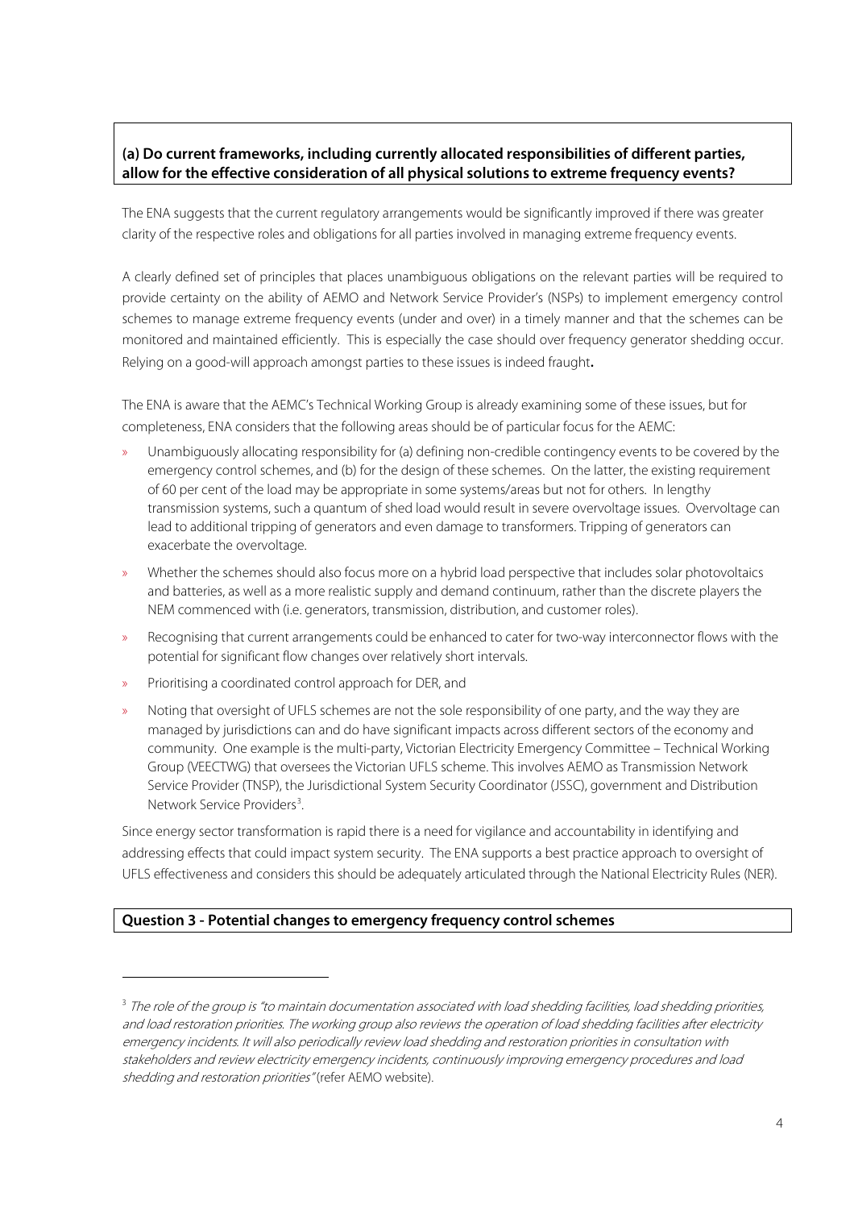**(a) Do current frameworks, including currently allocated responsibilities of different parties, allow for the effective consideration of all physical solutions to extreme frequency events?**

The ENA suggests that the current regulatory arrangements would be significantly improved if there was greater clarity of the respective roles and obligations for all parties involved in managing extreme frequency events.

A clearly defined set of principles that places unambiguous obligations on the relevant parties will be required to provide certainty on the ability of AEMO and Network Service Provider's (NSPs) to implement emergency control schemes to manage extreme frequency events (under and over) in a timely manner and that the schemes can be monitored and maintained efficiently. This is especially the case should over frequency generator shedding occur. Relying on a good-will approach amongst parties to these issues is indeed fraught**.**

The ENA is aware that the AEMC's Technical Working Group is already examining some of these issues, but for completeness, ENA considers that the following areas should be of particular focus for the AEMC:

- Unambiguously allocating responsibility for (a) defining non-credible contingency events to be covered by the emergency control schemes, and (b) for the design of these schemes. On the latter, the existing requirement of 60 per cent of the load may be appropriate in some systems/areas but not for others. In lengthy transmission systems, such a quantum of shed load would result in severe overvoltage issues. Overvoltage can lead to additional tripping of generators and even damage to transformers. Tripping of generators can exacerbate the overvoltage.
- Whether the schemes should also focus more on a hybrid load perspective that includes solar photovoltaics and batteries, as well as a more realistic supply and demand continuum, rather than the discrete players the NEM commenced with (i.e. generators, transmission, distribution, and customer roles).
- Recognising that current arrangements could be enhanced to cater for two-way interconnector flows with the potential for significant flow changes over relatively short intervals.
- Prioritising a coordinated control approach for DER, and
- Noting that oversight of UFLS schemes are not the sole responsibility of one party, and the way they are managed by jurisdictions can and do have significant impacts across different sectors of the economy and community. One example is the multi-party, Victorian Electricity Emergency Committee – Technical Working Group (VEECTWG) that oversees the Victorian UFLS scheme. This involves AEMO as Transmission Network Service Provider (TNSP), the Jurisdictional System Security Coordinator (JSSC), government and Distribution Network Service Providers[3].

Since energy sector transformation is rapid there is a need for vigilance and accountability in identifying and addressing effects that could impact system security. The ENA supports a best practice approach to oversight of UFLS effectiveness and considers this should be adequately articulated through the National Electricity Rules (NER).

**Question 3 - Potential changes to emergency frequency control schemes**

[3] *The role of the group is "to maintain documentation associated with load shedding facilities, load shedding priorities, and load restoration priorities. The working group also reviews the operation of load shedding facilities after electricity emergency incidents. It will also periodically review load shedding and restoration priorities in consultation with stakeholders and review electricity emergency incidents, continuously improving emergency procedures and load shedding and restoration priorities"* (refer AEMO website).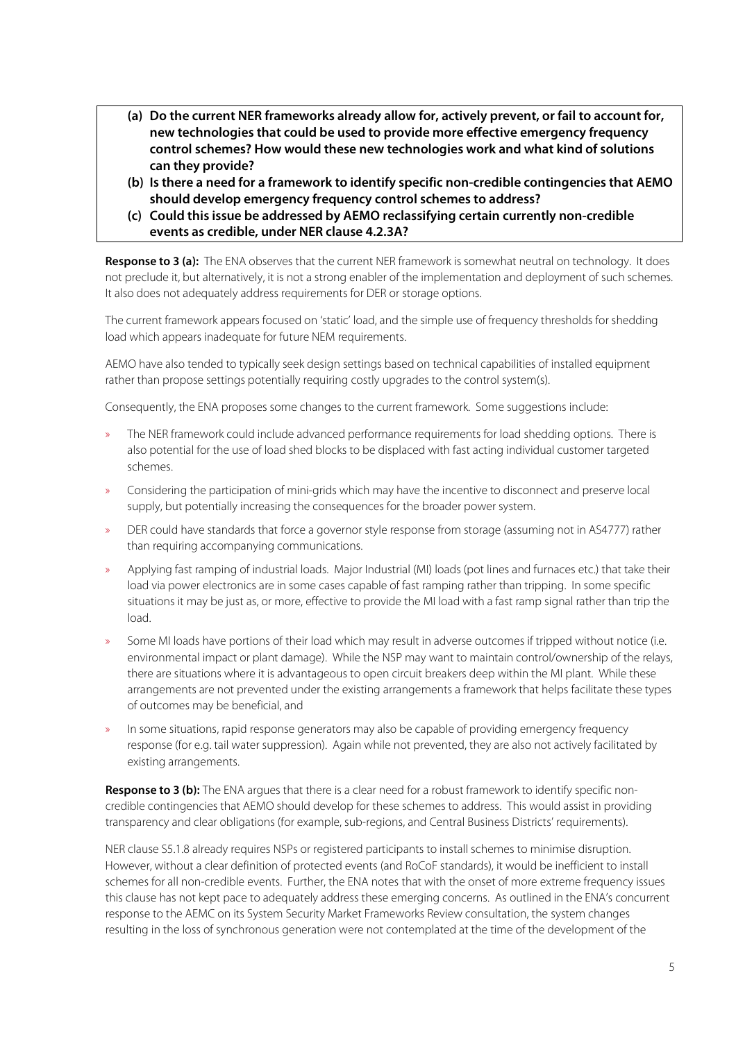**(a) Do the current NER frameworks already allow for, actively prevent, or fail to account for, new technologies that could be used to provide more effective emergency frequency control schemes? How would these new technologies work and what kind of solutions can they provide?**

**(b) Is there a need for a framework to identify specific non-credible contingencies that AEMO should develop emergency frequency control schemes to address?**

**(c) Could this issue be addressed by AEMO reclassifying certain currently non-credible events as credible, under NER clause 4.2.3A?**

**Response to 3 (a):** The ENA observes that the current NER framework is somewhat neutral on technology. It does not preclude it, but alternatively, it is not a strong enabler of the implementation and deployment of such schemes. It also does not adequately address requirements for DER or storage options.

The current framework appears focused on 'static' load, and the simple use of frequency thresholds for shedding load which appears inadequate for future NEM requirements.

AEMO have also tended to typically seek design settings based on technical capabilities of installed equipment rather than propose settings potentially requiring costly upgrades to the control system(s).

Consequently, the ENA proposes some changes to the current framework. Some suggestions include:

- The NER framework could include advanced performance requirements for load shedding options. There is also potential for the use of load shed blocks to be displaced with fast acting individual customer targeted schemes.
- Considering the participation of mini-grids which may have the incentive to disconnect and preserve local supply, but potentially increasing the consequences for the broader power system.
- DER could have standards that force a governor style response from storage (assuming not in AS4777) rather than requiring accompanying communications.
- Applying fast ramping of industrial loads. Major Industrial (MI) loads (pot lines and furnaces etc.) that take their load via power electronics are in some cases capable of fast ramping rather than tripping. In some specific situations it may be just as, or more, effective to provide the MI load with a fast ramp signal rather than trip the load.
- Some MI loads have portions of their load which may result in adverse outcomes if tripped without notice (i.e. environmental impact or plant damage). While the NSP may want to maintain control/ownership of the relays, there are situations where it is advantageous to open circuit breakers deep within the MI plant. While these arrangements are not prevented under the existing arrangements a framework that helps facilitate these types of outcomes may be beneficial, and
- In some situations, rapid response generators may also be capable of providing emergency frequency response (for e.g. tail water suppression). Again while not prevented, they are also not actively facilitated by existing arrangements.

**Response to 3 (b):** The ENA argues that there is a clear need for a robust framework to identify specific non-credible contingencies that AEMO should develop for these schemes to address. This would assist in providing transparency and clear obligations (for example, sub-regions, and Central Business Districts' requirements).

NER clause S5.1.8 already requires NSPs or registered participants to install schemes to minimise disruption. However, without a clear definition of protected events (and RoCoF standards), it would be inefficient to install schemes for all non-credible events. Further, the ENA notes that with the onset of more extreme frequency issues this clause has not kept pace to adequately address these emerging concerns. As outlined in the ENA's concurrent response to the AEMC on its System Security Market Frameworks Review consultation, the system changes resulting in the loss of synchronous generation were not contemplated at the time of the development of the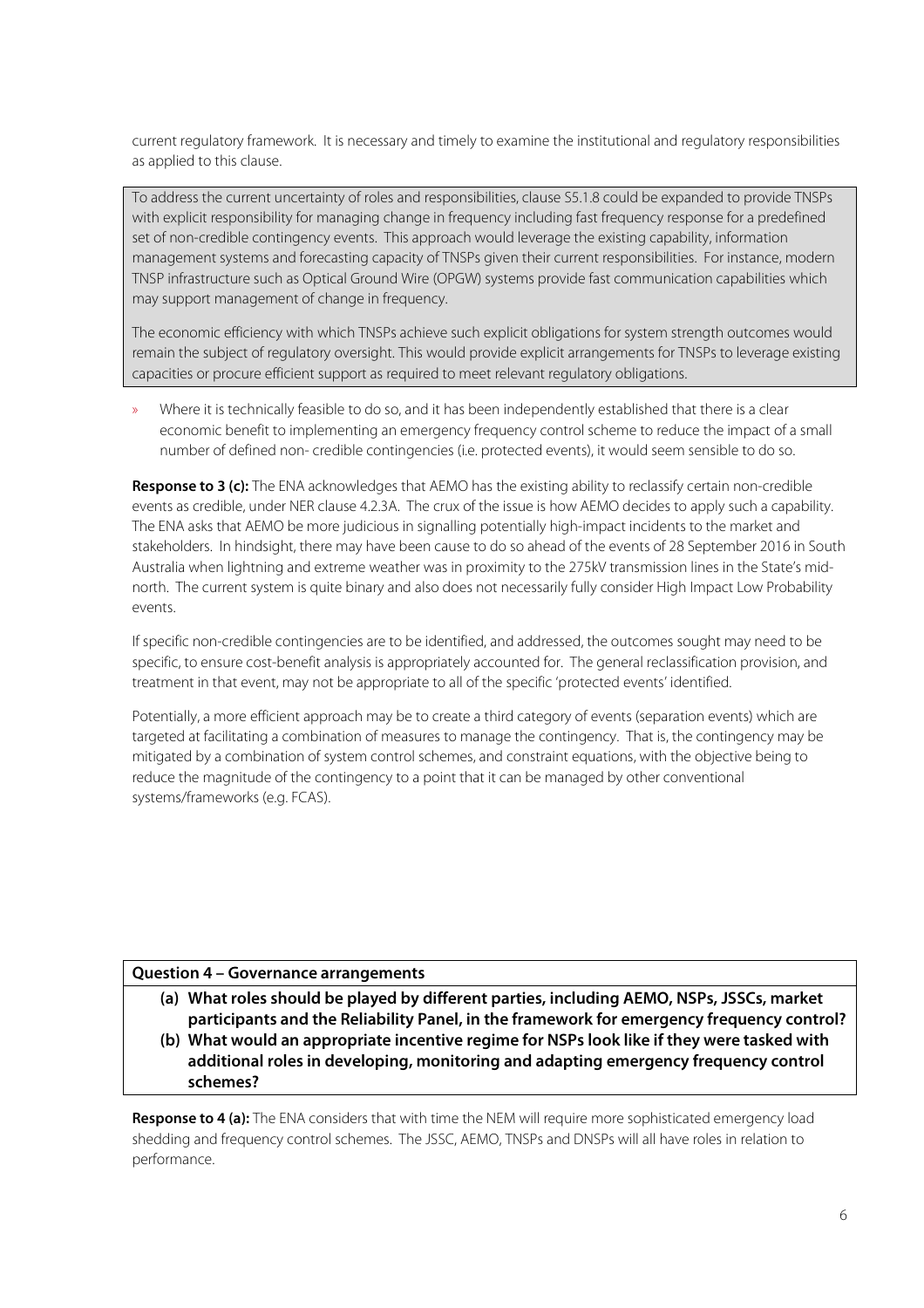current regulatory framework. It is necessary and timely to examine the institutional and regulatory responsibilities as applied to this clause.

> To address the current uncertainty of roles and responsibilities, clause S5.1.8 could be expanded to provide TNSPs with explicit responsibility for managing change in frequency including fast frequency response for a predefined set of non-credible contingency events. This approach would leverage the existing capability, information management systems and forecasting capacity of TNSPs given their current responsibilities. For instance, modern TNSP infrastructure such as Optical Ground Wire (OPGW) systems provide fast communication capabilities which may support management of change in frequency.
>
> The economic efficiency with which TNSPs achieve such explicit obligations for system strength outcomes would remain the subject of regulatory oversight. This would provide explicit arrangements for TNSPs to leverage existing capacities or procure efficient support as required to meet relevant regulatory obligations.

- Where it is technically feasible to do so, and it has been independently established that there is a clear economic benefit to implementing an emergency frequency control scheme to reduce the impact of a small number of defined non- credible contingencies (i.e. protected events), it would seem sensible to do so.

**Response to 3 (c):** The ENA acknowledges that AEMO has the existing ability to reclassify certain non-credible events as credible, under NER clause 4.2.3A. The crux of the issue is how AEMO decides to apply such a capability. The ENA asks that AEMO be more judicious in signalling potentially high-impact incidents to the market and stakeholders. In hindsight, there may have been cause to do so ahead of the events of 28 September 2016 in South Australia when lightning and extreme weather was in proximity to the 275kV transmission lines in the State's mid-north. The current system is quite binary and also does not necessarily fully consider High Impact Low Probability events.

If specific non-credible contingencies are to be identified, and addressed, the outcomes sought may need to be specific, to ensure cost-benefit analysis is appropriately accounted for. The general reclassification provision, and treatment in that event, may not be appropriate to all of the specific 'protected events' identified.

Potentially, a more efficient approach may be to create a third category of events (separation events) which are targeted at facilitating a combination of measures to manage the contingency. That is, the contingency may be mitigated by a combination of system control schemes, and constraint equations, with the objective being to reduce the magnitude of the contingency to a point that it can be managed by other conventional systems/frameworks (e.g. FCAS).

**Question 4 – Governance arrangements**

**(a) What roles should be played by different parties, including AEMO, NSPs, JSSCs, market participants and the Reliability Panel, in the framework for emergency frequency control?**

**(b) What would an appropriate incentive regime for NSPs look like if they were tasked with additional roles in developing, monitoring and adapting emergency frequency control schemes?**

**Response to 4 (a):** The ENA considers that with time the NEM will require more sophisticated emergency load shedding and frequency control schemes. The JSSC, AEMO, TNSPs and DNSPs will all have roles in relation to performance.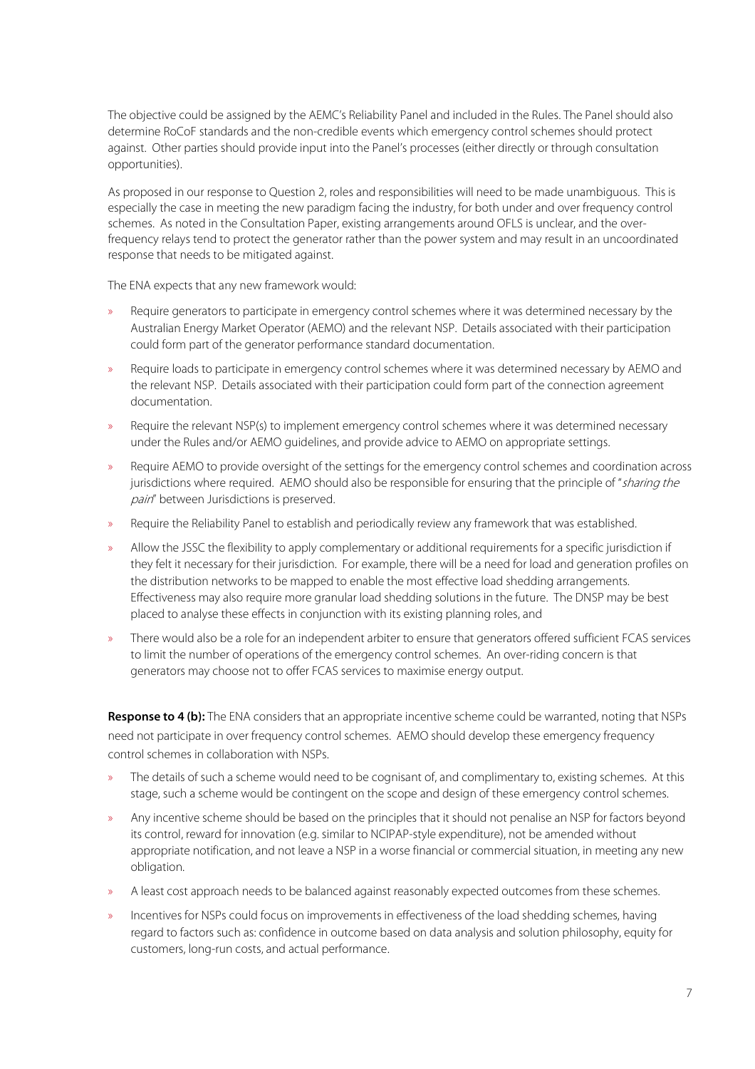The objective could be assigned by the AEMC's Reliability Panel and included in the Rules. The Panel should also determine RoCoF standards and the non-credible events which emergency control schemes should protect against. Other parties should provide input into the Panel's processes (either directly or through consultation opportunities).

As proposed in our response to Question 2, roles and responsibilities will need to be made unambiguous. This is especially the case in meeting the new paradigm facing the industry, for both under and over frequency control schemes. As noted in the Consultation Paper, existing arrangements around OFLS is unclear, and the over-frequency relays tend to protect the generator rather than the power system and may result in an uncoordinated response that needs to be mitigated against.

The ENA expects that any new framework would:

- Require generators to participate in emergency control schemes where it was determined necessary by the Australian Energy Market Operator (AEMO) and the relevant NSP. Details associated with their participation could form part of the generator performance standard documentation.
- Require loads to participate in emergency control schemes where it was determined necessary by AEMO and the relevant NSP. Details associated with their participation could form part of the connection agreement documentation.
- Require the relevant NSP(s) to implement emergency control schemes where it was determined necessary under the Rules and/or AEMO guidelines, and provide advice to AEMO on appropriate settings.
- Require AEMO to provide oversight of the settings for the emergency control schemes and coordination across jurisdictions where required. AEMO should also be responsible for ensuring that the principle of "*sharing the pain*" between Jurisdictions is preserved.
- Require the Reliability Panel to establish and periodically review any framework that was established.
- Allow the JSSC the flexibility to apply complementary or additional requirements for a specific jurisdiction if they felt it necessary for their jurisdiction. For example, there will be a need for load and generation profiles on the distribution networks to be mapped to enable the most effective load shedding arrangements. Effectiveness may also require more granular load shedding solutions in the future. The DNSP may be best placed to analyse these effects in conjunction with its existing planning roles, and
- There would also be a role for an independent arbiter to ensure that generators offered sufficient FCAS services to limit the number of operations of the emergency control schemes. An over-riding concern is that generators may choose not to offer FCAS services to maximise energy output.

**Response to 4 (b):** The ENA considers that an appropriate incentive scheme could be warranted, noting that NSPs need not participate in over frequency control schemes. AEMO should develop these emergency frequency control schemes in collaboration with NSPs.

- The details of such a scheme would need to be cognisant of, and complimentary to, existing schemes. At this stage, such a scheme would be contingent on the scope and design of these emergency control schemes.
- Any incentive scheme should be based on the principles that it should not penalise an NSP for factors beyond its control, reward for innovation (e.g. similar to NCIPAP-style expenditure), not be amended without appropriate notification, and not leave a NSP in a worse financial or commercial situation, in meeting any new obligation.
- A least cost approach needs to be balanced against reasonably expected outcomes from these schemes.
- Incentives for NSPs could focus on improvements in effectiveness of the load shedding schemes, having regard to factors such as: confidence in outcome based on data analysis and solution philosophy, equity for customers, long-run costs, and actual performance.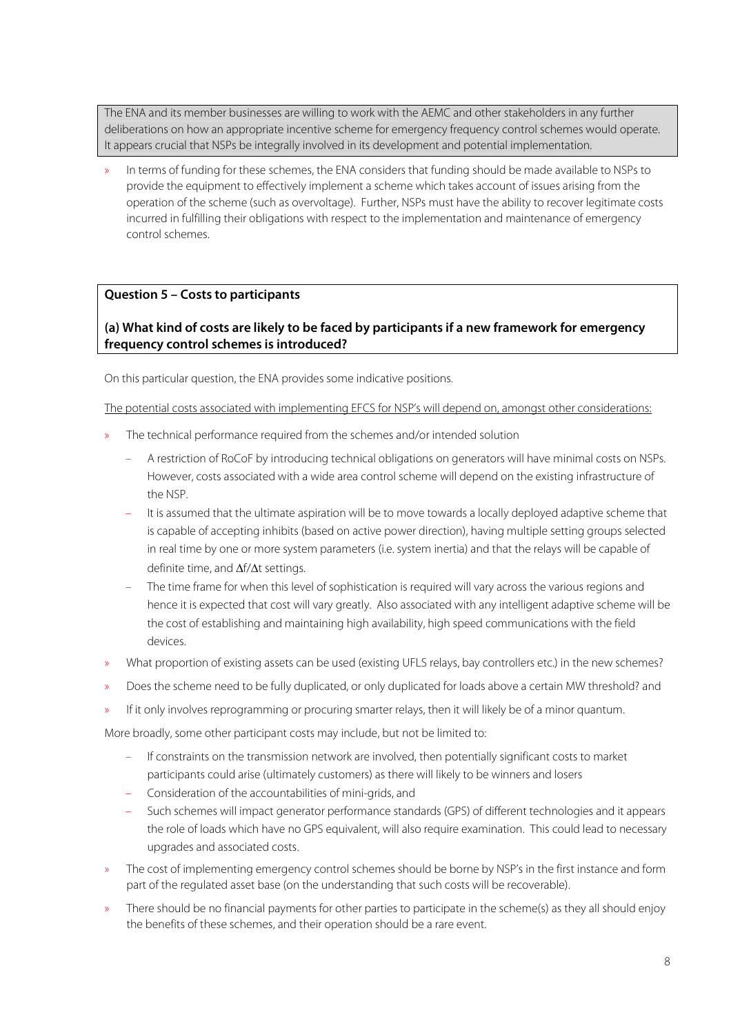The ENA and its member businesses are willing to work with the AEMC and other stakeholders in any further deliberations on how an appropriate incentive scheme for emergency frequency control schemes would operate. It appears crucial that NSPs be integrally involved in its development and potential implementation.

- In terms of funding for these schemes, the ENA considers that funding should be made available to NSPs to provide the equipment to effectively implement a scheme which takes account of issues arising from the operation of the scheme (such as overvoltage). Further, NSPs must have the ability to recover legitimate costs incurred in fulfilling their obligations with respect to the implementation and maintenance of emergency control schemes.

**Question 5 – Costs to participants**

**(a) What kind of costs are likely to be faced by participants if a new framework for emergency frequency control schemes is introduced?**

On this particular question, the ENA provides some indicative positions.

<u>The potential costs associated with implementing EFCS for NSP's will depend on, amongst other considerations:</u>

- The technical performance required from the schemes and/or intended solution
  - A restriction of RoCoF by introducing technical obligations on generators will have minimal costs on NSPs. However, costs associated with a wide area control scheme will depend on the existing infrastructure of the NSP.
  - It is assumed that the ultimate aspiration will be to move towards a locally deployed adaptive scheme that is capable of accepting inhibits (based on active power direction), having multiple setting groups selected in real time by one or more system parameters (i.e. system inertia) and that the relays will be capable of definite time, and $\Delta f/\Delta t$ settings.
  - The time frame for when this level of sophistication is required will vary across the various regions and hence it is expected that cost will vary greatly. Also associated with any intelligent adaptive scheme will be the cost of establishing and maintaining high availability, high speed communications with the field devices.
- What proportion of existing assets can be used (existing UFLS relays, bay controllers etc.) in the new schemes?
- Does the scheme need to be fully duplicated, or only duplicated for loads above a certain MW threshold? and
- If it only involves reprogramming or procuring smarter relays, then it will likely be of a minor quantum.

More broadly, some other participant costs may include, but not be limited to:

  - If constraints on the transmission network are involved, then potentially significant costs to market participants could arise (ultimately customers) as there will likely to be winners and losers
  - Consideration of the accountabilities of mini-grids, and
  - Such schemes will impact generator performance standards (GPS) of different technologies and it appears the role of loads which have no GPS equivalent, will also require examination. This could lead to necessary upgrades and associated costs.

- The cost of implementing emergency control schemes should be borne by NSP's in the first instance and form part of the regulated asset base (on the understanding that such costs will be recoverable).
- There should be no financial payments for other parties to participate in the scheme(s) as they all should enjoy the benefits of these schemes, and their operation should be a rare event.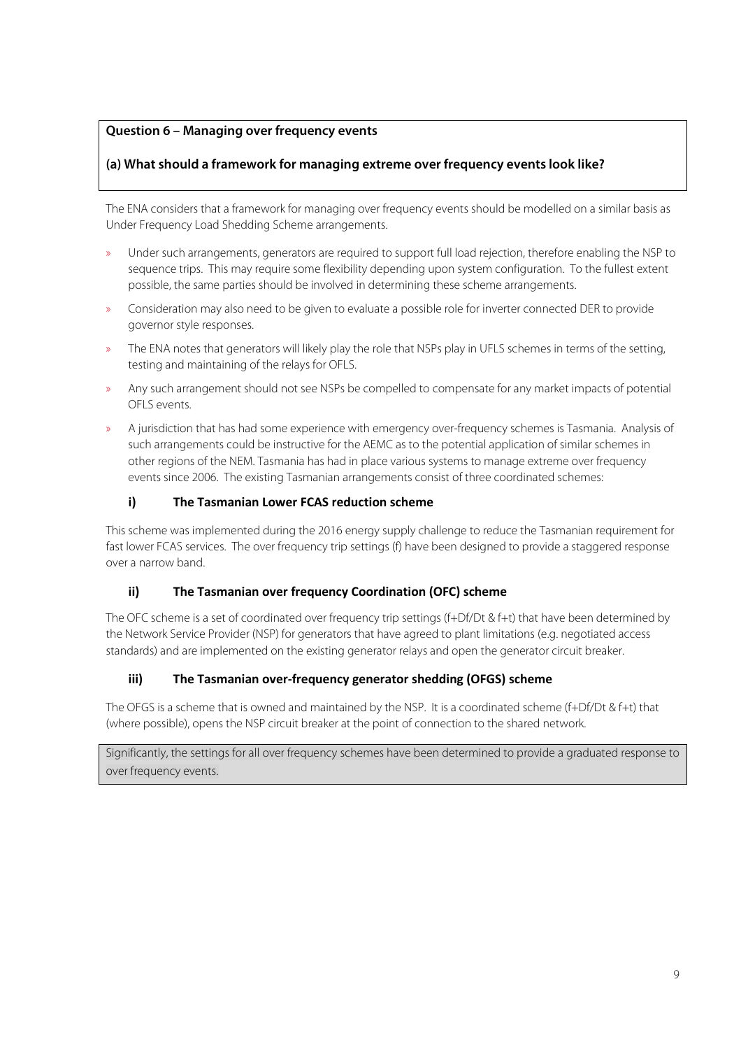**Question 6 – Managing over frequency events**

**(a) What should a framework for managing extreme over frequency events look like?**

The ENA considers that a framework for managing over frequency events should be modelled on a similar basis as Under Frequency Load Shedding Scheme arrangements.

- Under such arrangements, generators are required to support full load rejection, therefore enabling the NSP to sequence trips. This may require some flexibility depending upon system configuration. To the fullest extent possible, the same parties should be involved in determining these scheme arrangements.
- Consideration may also need to be given to evaluate a possible role for inverter connected DER to provide governor style responses.
- The ENA notes that generators will likely play the role that NSPs play in UFLS schemes in terms of the setting, testing and maintaining of the relays for OFLS.
- Any such arrangement should not see NSPs be compelled to compensate for any market impacts of potential OFLS events.
- A jurisdiction that has had some experience with emergency over-frequency schemes is Tasmania. Analysis of such arrangements could be instructive for the AEMC as to the potential application of similar schemes in other regions of the NEM. Tasmania has had in place various systems to manage extreme over frequency events since 2006. The existing Tasmanian arrangements consist of three coordinated schemes:

### i) The Tasmanian Lower FCAS reduction scheme

This scheme was implemented during the 2016 energy supply challenge to reduce the Tasmanian requirement for fast lower FCAS services. The over frequency trip settings (f) have been designed to provide a staggered response over a narrow band.

### ii) The Tasmanian over frequency Coordination (OFC) scheme

The OFC scheme is a set of coordinated over frequency trip settings (f+Df/Dt & f+t) that have been determined by the Network Service Provider (NSP) for generators that have agreed to plant limitations (e.g. negotiated access standards) and are implemented on the existing generator relays and open the generator circuit breaker.

### iii) The Tasmanian over-frequency generator shedding (OFGS) scheme

The OFGS is a scheme that is owned and maintained by the NSP. It is a coordinated scheme (f+Df/Dt & f+t) that (where possible), opens the NSP circuit breaker at the point of connection to the shared network.

Significantly, the settings for all over frequency schemes have been determined to provide a graduated response to over frequency events.